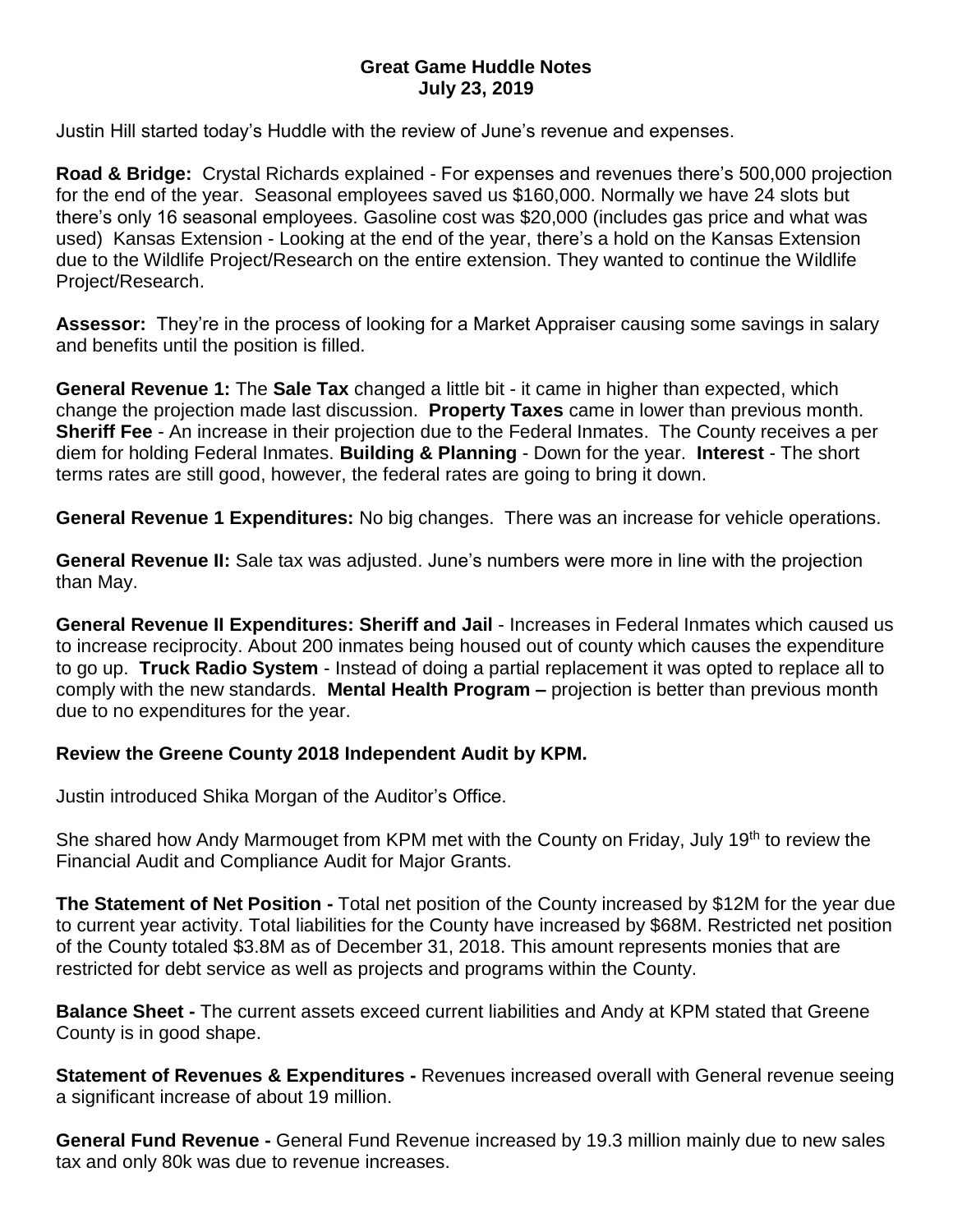# Great Game Huddle Notes
## July 23, 2019

Justin Hill started today's Huddle with the review of June's revenue and expenses.

**Road & Bridge:** Crystal Richards explained - For expenses and revenues there's 500,000 projection for the end of the year. Seasonal employees saved us $160,000. Normally we have 24 slots but there's only 16 seasonal employees. Gasoline cost was $20,000 (includes gas price and what was used) Kansas Extension - Looking at the end of the year, there's a hold on the Kansas Extension due to the Wildlife Project/Research on the entire extension. They wanted to continue the Wildlife Project/Research.

**Assessor:** They're in the process of looking for a Market Appraiser causing some savings in salary and benefits until the position is filled.

**General Revenue 1:** The **Sale Tax** changed a little bit - it came in higher than expected, which change the projection made last discussion. **Property Taxes** came in lower than previous month. **Sheriff Fee** - An increase in their projection due to the Federal Inmates. The County receives a per diem for holding Federal Inmates. **Building & Planning** - Down for the year. **Interest** - The short terms rates are still good, however, the federal rates are going to bring it down.

**General Revenue 1 Expenditures:** No big changes. There was an increase for vehicle operations.

**General Revenue II:** Sale tax was adjusted. June's numbers were more in line with the projection than May.

**General Revenue II Expenditures: Sheriff and Jail** - Increases in Federal Inmates which caused us to increase reciprocity. About 200 inmates being housed out of county which causes the expenditure to go up. **Truck Radio System** - Instead of doing a partial replacement it was opted to replace all to comply with the new standards. **Mental Health Program –** projection is better than previous month due to no expenditures for the year.

**Review the Greene County 2018 Independent Audit by KPM.**

Justin introduced Shika Morgan of the Auditor's Office.

She shared how Andy Marmouget from KPM met with the County on Friday, July 19th to review the Financial Audit and Compliance Audit for Major Grants.

**The Statement of Net Position -** Total net position of the County increased by $12M for the year due to current year activity. Total liabilities for the County have increased by $68M. Restricted net position of the County totaled $3.8M as of December 31, 2018. This amount represents monies that are restricted for debt service as well as projects and programs within the County.

**Balance Sheet -** The current assets exceed current liabilities and Andy at KPM stated that Greene County is in good shape.

**Statement of Revenues & Expenditures -** Revenues increased overall with General revenue seeing a significant increase of about 19 million.

**General Fund Revenue -** General Fund Revenue increased by 19.3 million mainly due to new sales tax and only 80k was due to revenue increases.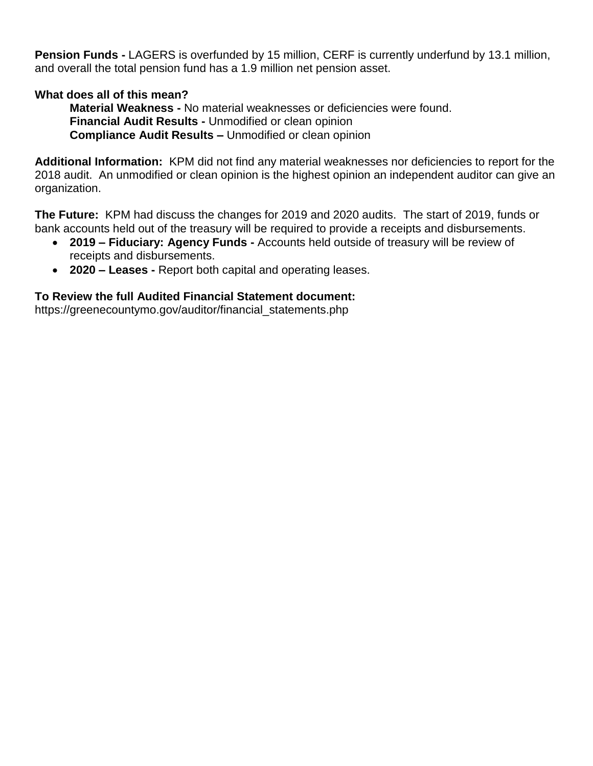**Pension Funds -** LAGERS is overfunded by 15 million, CERF is currently underfund by 13.1 million, and overall the total pension fund has a 1.9 million net pension asset.

**What does all of this mean?**

**Material Weakness -** No material weaknesses or deficiencies were found.
**Financial Audit Results -** Unmodified or clean opinion
**Compliance Audit Results –** Unmodified or clean opinion

**Additional Information:** KPM did not find any material weaknesses nor deficiencies to report for the 2018 audit. An unmodified or clean opinion is the highest opinion an independent auditor can give an organization.

**The Future:** KPM had discuss the changes for 2019 and 2020 audits. The start of 2019, funds or bank accounts held out of the treasury will be required to provide a receipts and disbursements.

- **2019 – Fiduciary: Agency Funds -** Accounts held outside of treasury will be review of receipts and disbursements.
- **2020 – Leases -** Report both capital and operating leases.

**To Review the full Audited Financial Statement document:**
https://greenecountymo.gov/auditor/financial_statements.php